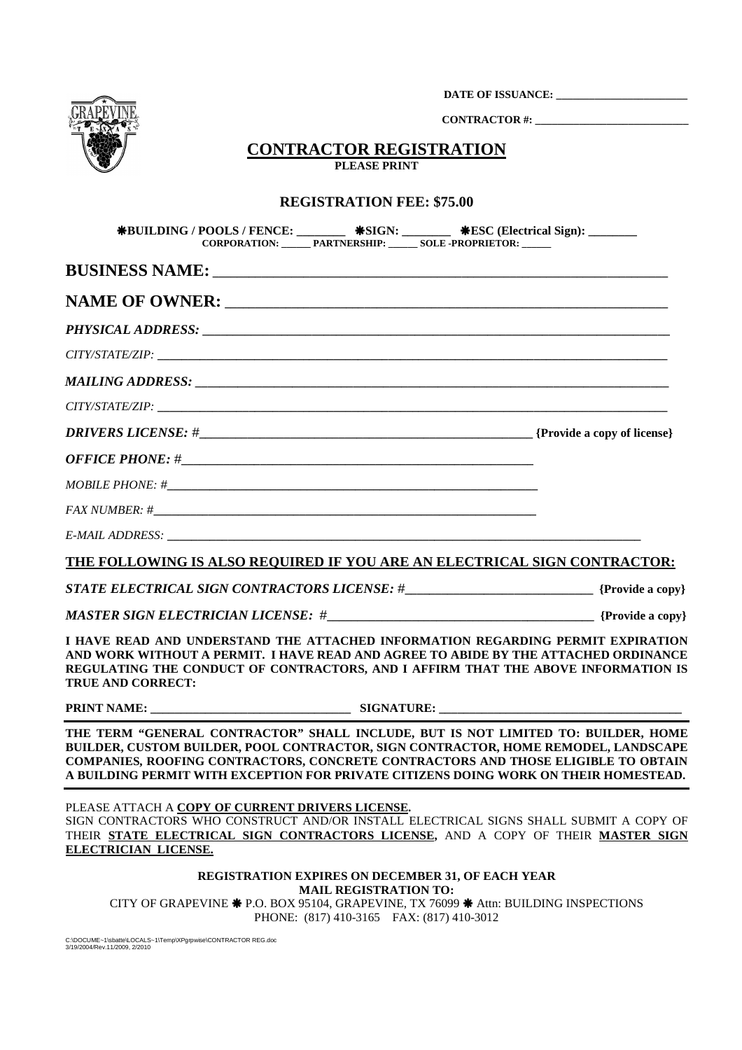**DATE OF ISSUANCE:** ________________________

**CONTRACTOR #:** ___________________________

# CONTRACTOR REGISTRATION

**PLEASE PRINT**

**REGISTRATION FEE: $75.00**

**❋BUILDING / POOLS / FENCE: ________ ❋SIGN: ________ ❋ESC (Electrical Sign): ________**

**CORPORATION: ______ PARTNERSHIP: ______ SOLE -PROPRIETOR: ______**

**BUSINESS NAME:** ____________________________________________________________

**NAME OF OWNER:** ___________________________________________________________

***PHYSICAL ADDRESS:*** ____________________________________________________________

*CITY/STATE/ZIP:* ________________________________________________________________

***MAILING ADDRESS:*** _____________________________________________________________

*CITY/STATE/ZIP:* ________________________________________________________________

***DRIVERS LICENSE:*** #_____________________________________________ **{Provide a copy of license}**

***OFFICE PHONE:*** #_______________________________________________

*MOBILE PHONE:* #_______________________________________________

*FAX NUMBER:* #_______________________________________________

*E-MAIL ADDRESS:* ____________________________________________________________

## THE FOLLOWING IS ALSO REQUIRED IF YOU ARE AN ELECTRICAL SIGN CONTRACTOR:

***STATE ELECTRICAL SIGN CONTRACTORS LICENSE:*** #______________________________ **{Provide a copy}**

***MASTER SIGN ELECTRICIAN LICENSE:*** #________________________________________ **{Provide a copy}**

**I HAVE READ AND UNDERSTAND THE ATTACHED INFORMATION REGARDING PERMIT EXPIRATION AND WORK WITHOUT A PERMIT. I HAVE READ AND AGREE TO ABIDE BY THE ATTACHED ORDINANCE REGULATING THE CONDUCT OF CONTRACTORS, AND I AFFIRM THAT THE ABOVE INFORMATION IS TRUE AND CORRECT:**

**PRINT NAME:** ________________________________ **SIGNATURE:** ________________________________________

**THE TERM "GENERAL CONTRACTOR" SHALL INCLUDE, BUT IS NOT LIMITED TO: BUILDER, HOME BUILDER, CUSTOM BUILDER, POOL CONTRACTOR, SIGN CONTRACTOR, HOME REMODEL, LANDSCAPE COMPANIES, ROOFING CONTRACTORS, CONCRETE CONTRACTORS AND THOSE ELIGIBLE TO OBTAIN A BUILDING PERMIT WITH EXCEPTION FOR PRIVATE CITIZENS DOING WORK ON THEIR HOMESTEAD.**

PLEASE ATTACH A **COPY OF CURRENT DRIVERS LICENSE.**

SIGN CONTRACTORS WHO CONSTRUCT AND/OR INSTALL ELECTRICAL SIGNS SHALL SUBMIT A COPY OF THEIR **STATE ELECTRICAL SIGN CONTRACTORS LICENSE,** AND A COPY OF THEIR **MASTER SIGN ELECTRICIAN LICENSE.**

**REGISTRATION EXPIRES ON DECEMBER 31, OF EACH YEAR**

**MAIL REGISTRATION TO:**

CITY OF GRAPEVINE ❋ P.O. BOX 95104, GRAPEVINE, TX 76099 ❋ Attn: BUILDING INSPECTIONS

PHONE: (817) 410-3165 FAX: (817) 410-3012

C:\DOCUME~1\sbatte\LOCALS~1\Temp\XPgrpwise\CONTRACTOR REG.doc
3/19/2004/Rev.11/2009, 2/2010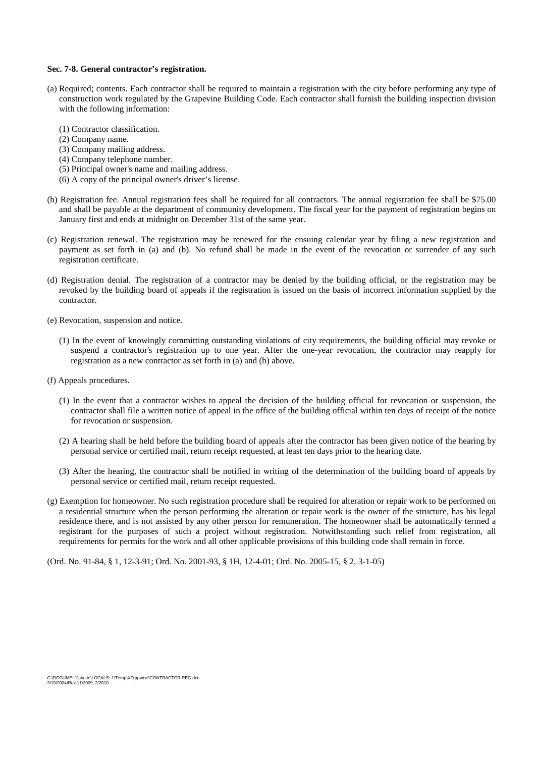**Sec. 7-8. General contractor's registration.**

(a) Required; contents. Each contractor shall be required to maintain a registration with the city before performing any type of construction work regulated by the Grapevine Building Code. Each contractor shall furnish the building inspection division with the following information:

(1) Contractor classification.
(2) Company name.
(3) Company mailing address.
(4) Company telephone number.
(5) Principal owner's name and mailing address.
(6) A copy of the principal owner's driver's license.

(b) Registration fee. Annual registration fees shall be required for all contractors. The annual registration fee shall be $75.00 and shall be payable at the department of community development. The fiscal year for the payment of registration begins on January first and ends at midnight on December 31st of the same year.

(c) Registration renewal. The registration may be renewed for the ensuing calendar year by filing a new registration and payment as set forth in (a) and (b). No refund shall be made in the event of the revocation or surrender of any such registration certificate.

(d) Registration denial. The registration of a contractor may be denied by the building official, or the registration may be revoked by the building board of appeals if the registration is issued on the basis of incorrect information supplied by the contractor.

(e) Revocation, suspension and notice.

(1) In the event of knowingly committing outstanding violations of city requirements, the building official may revoke or suspend a contractor's registration up to one year. After the one-year revocation, the contractor may reapply for registration as a new contractor as set forth in (a) and (b) above.

(f) Appeals procedures.

(1) In the event that a contractor wishes to appeal the decision of the building official for revocation or suspension, the contractor shall file a written notice of appeal in the office of the building official within ten days of receipt of the notice for revocation or suspension.

(2) A hearing shall be held before the building board of appeals after the contractor has been given notice of the hearing by personal service or certified mail, return receipt requested, at least ten days prior to the hearing date.

(3) After the hearing, the contractor shall be notified in writing of the determination of the building board of appeals by personal service or certified mail, return receipt requested.

(g) Exemption for homeowner. No such registration procedure shall be required for alteration or repair work to be performed on a residential structure when the person performing the alteration or repair work is the owner of the structure, has his legal residence there, and is not assisted by any other person for remuneration. The homeowner shall be automatically termed a registrant for the purposes of such a project without registration. Notwithstanding such relief from registration, all requirements for permits for the work and all other applicable provisions of this building code shall remain in force.

(Ord. No. 91-84, § 1, 12-3-91; Ord. No. 2001-93, § 1H, 12-4-01; Ord. No. 2005-15, § 2, 3-1-05)

C:\DOCUME~1\sbatte\LOCALS~1\Temp\XPgrpwise\CONTRACTOR REG.doc
3/19/2004/Rev.11/2009, 2/2010